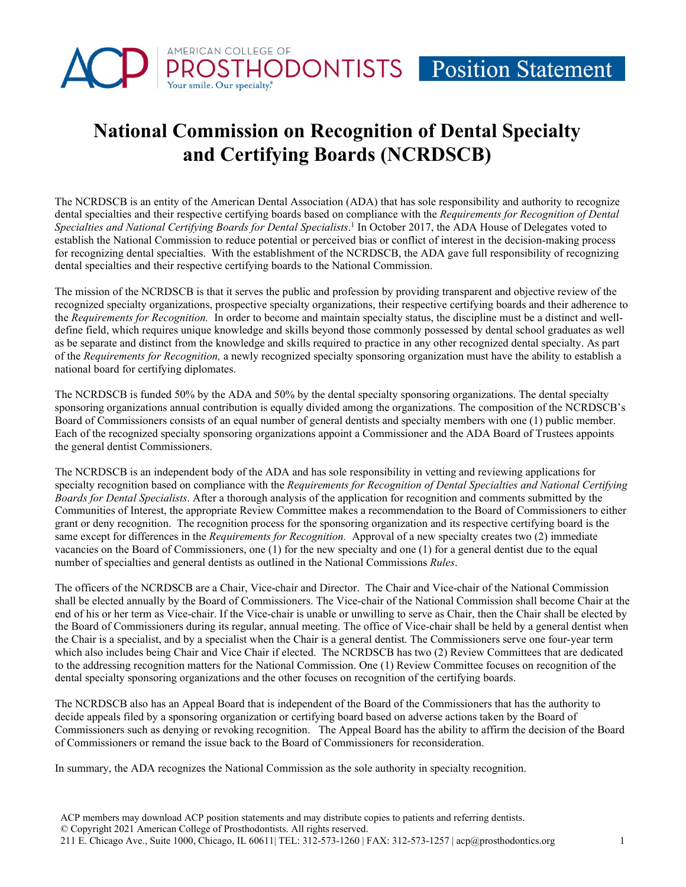# National Commission on Recognition of Dental Specialty and Certifying Boards (NCRDSCB)

The NCRDSCB is an entity of the American Dental Association (ADA) that has sole responsibility and authority to recognize dental specialties and their respective certifying boards based on compliance with the *Requirements for Recognition of Dental Specialties and National Certifying Boards for Dental Specialists*.[1] In October 2017, the ADA House of Delegates voted to establish the National Commission to reduce potential or perceived bias or conflict of interest in the decision-making process for recognizing dental specialties. With the establishment of the NCRDSCB, the ADA gave full responsibility of recognizing dental specialties and their respective certifying boards to the National Commission.

The mission of the NCRDSCB is that it serves the public and profession by providing transparent and objective review of the recognized specialty organizations, prospective specialty organizations, their respective certifying boards and their adherence to the *Requirements for Recognition.* In order to become and maintain specialty status, the discipline must be a distinct and well-define field, which requires unique knowledge and skills beyond those commonly possessed by dental school graduates as well as be separate and distinct from the knowledge and skills required to practice in any other recognized dental specialty. As part of the *Requirements for Recognition,* a newly recognized specialty sponsoring organization must have the ability to establish a national board for certifying diplomates.

The NCRDSCB is funded 50% by the ADA and 50% by the dental specialty sponsoring organizations. The dental specialty sponsoring organizations annual contribution is equally divided among the organizations. The composition of the NCRDSCB's Board of Commissioners consists of an equal number of general dentists and specialty members with one (1) public member. Each of the recognized specialty sponsoring organizations appoint a Commissioner and the ADA Board of Trustees appoints the general dentist Commissioners.

The NCRDSCB is an independent body of the ADA and has sole responsibility in vetting and reviewing applications for specialty recognition based on compliance with the *Requirements for Recognition of Dental Specialties and National Certifying Boards for Dental Specialists*. After a thorough analysis of the application for recognition and comments submitted by the Communities of Interest, the appropriate Review Committee makes a recommendation to the Board of Commissioners to either grant or deny recognition. The recognition process for the sponsoring organization and its respective certifying board is the same except for differences in the *Requirements for Recognition.* Approval of a new specialty creates two (2) immediate vacancies on the Board of Commissioners, one (1) for the new specialty and one (1) for a general dentist due to the equal number of specialties and general dentists as outlined in the National Commissions *Rules*.

The officers of the NCRDSCB are a Chair, Vice-chair and Director. The Chair and Vice-chair of the National Commission shall be elected annually by the Board of Commissioners. The Vice-chair of the National Commission shall become Chair at the end of his or her term as Vice-chair. If the Vice-chair is unable or unwilling to serve as Chair, then the Chair shall be elected by the Board of Commissioners during its regular, annual meeting. The office of Vice-chair shall be held by a general dentist when the Chair is a specialist, and by a specialist when the Chair is a general dentist. The Commissioners serve one four-year term which also includes being Chair and Vice Chair if elected. The NCRDSCB has two (2) Review Committees that are dedicated to the addressing recognition matters for the National Commission. One (1) Review Committee focuses on recognition of the dental specialty sponsoring organizations and the other focuses on recognition of the certifying boards.

The NCRDSCB also has an Appeal Board that is independent of the Board of the Commissioners that has the authority to decide appeals filed by a sponsoring organization or certifying board based on adverse actions taken by the Board of Commissioners such as denying or revoking recognition. The Appeal Board has the ability to affirm the decision of the Board of Commissioners or remand the issue back to the Board of Commissioners for reconsideration.

In summary, the ADA recognizes the National Commission as the sole authority in specialty recognition.

ACP members may download ACP position statements and may distribute copies to patients and referring dentists.
© Copyright 2021 American College of Prosthodontists. All rights reserved.
211 E. Chicago Ave., Suite 1000, Chicago, IL 60611| TEL: 312-573-1260 | FAX: 312-573-1257 | acp@prosthodontics.org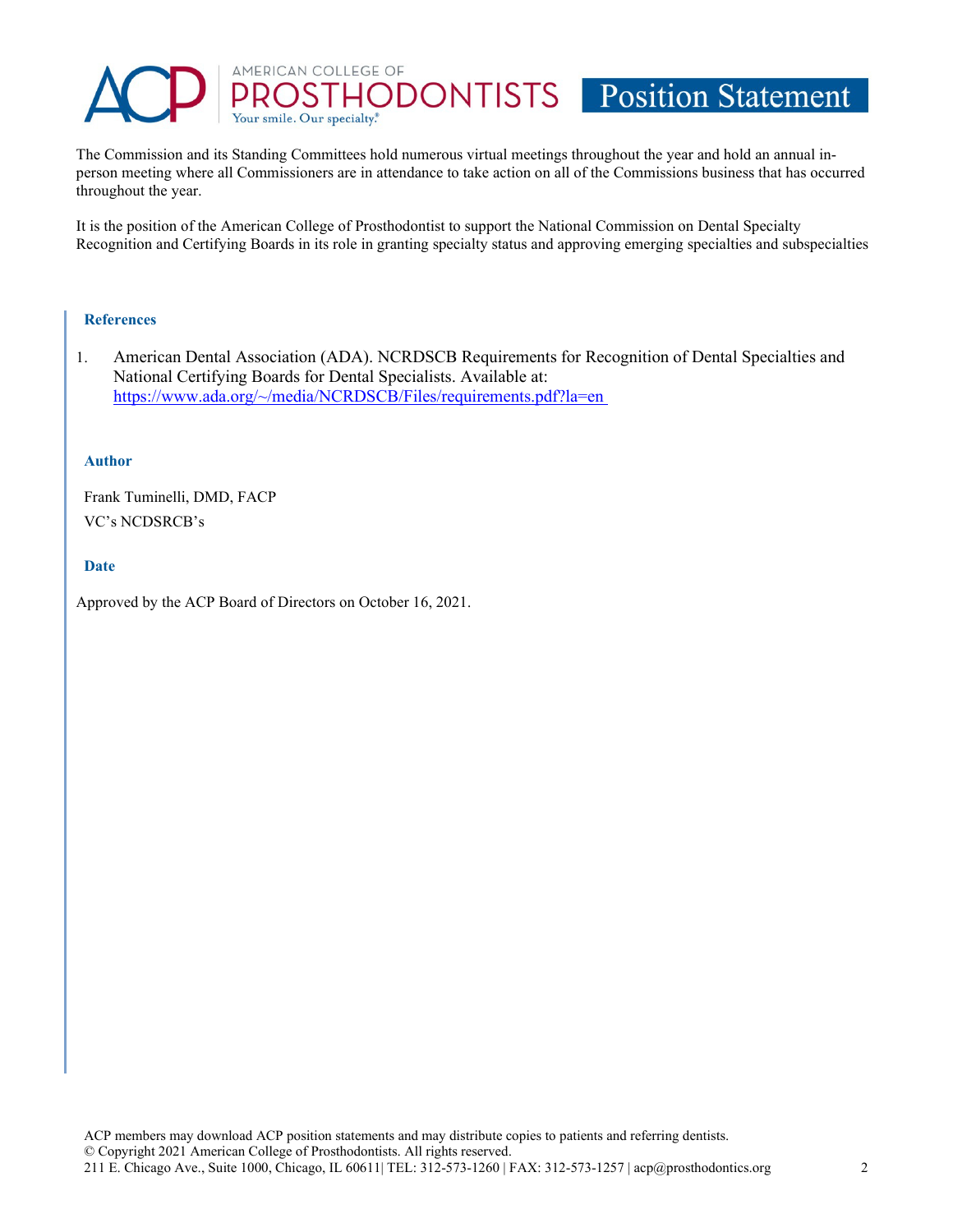The Commission and its Standing Committees hold numerous virtual meetings throughout the year and hold an annual in-person meeting where all Commissioners are in attendance to take action on all of the Commissions business that has occurred throughout the year.

It is the position of the American College of Prosthodontist to support the National Commission on Dental Specialty Recognition and Certifying Boards in its role in granting specialty status and approving emerging specialties and subspecialties

### References

1. American Dental Association (ADA). NCRDSCB Requirements for Recognition of Dental Specialties and National Certifying Boards for Dental Specialists. Available at: https://www.ada.org/~/media/NCRDSCB/Files/requirements.pdf?la=en

### Author

Frank Tuminelli, DMD, FACP

VC's NCDSRCB's

### Date

Approved by the ACP Board of Directors on October 16, 2021.

ACP members may download ACP position statements and may distribute copies to patients and referring dentists.
© Copyright 2021 American College of Prosthodontists. All rights reserved.
211 E. Chicago Ave., Suite 1000, Chicago, IL 60611| TEL: 312-573-1260 | FAX: 312-573-1257 | acp@prosthodontics.org